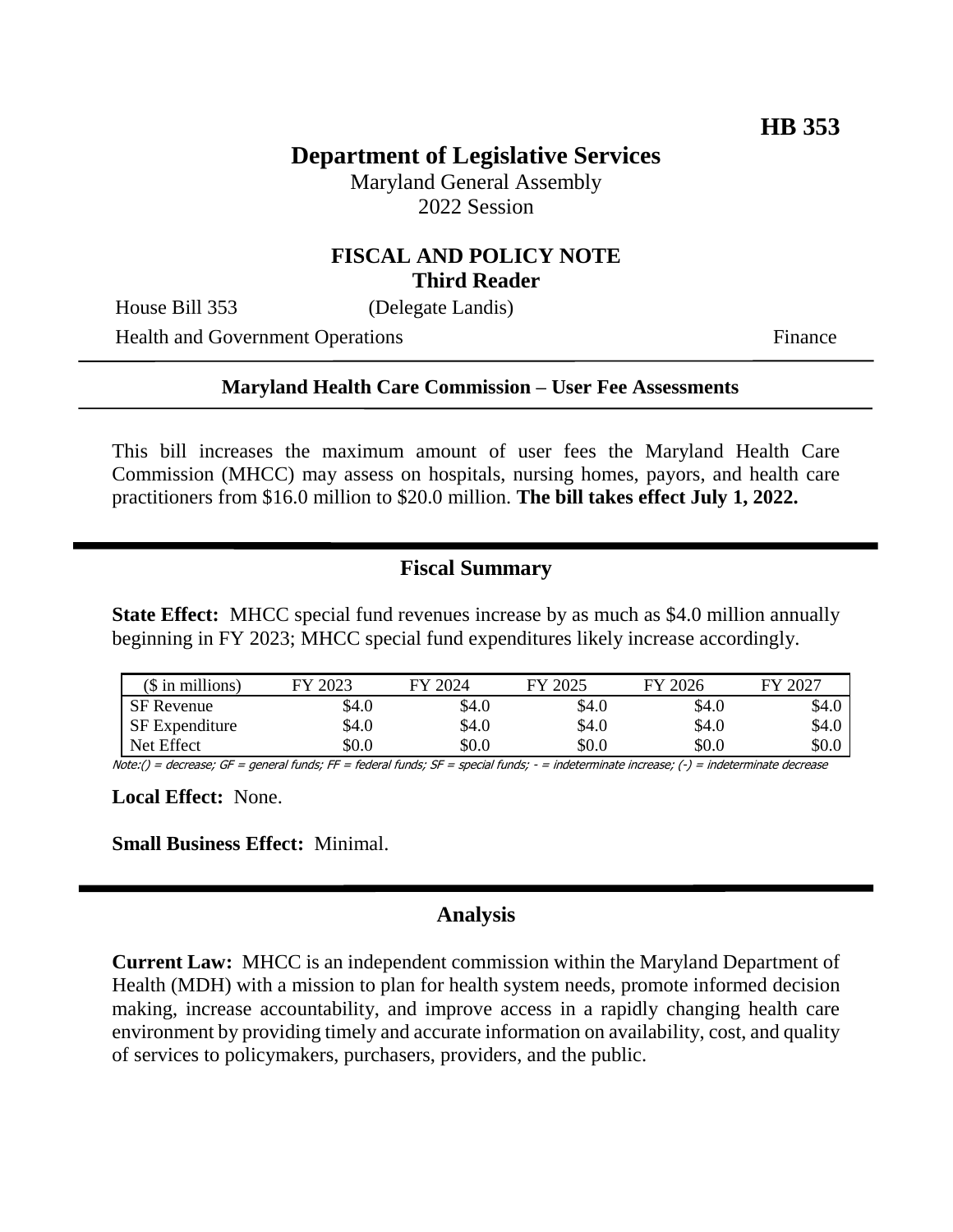**HB 353**

# Department of Legislative Services

Maryland General Assembly
2022 Session

## FISCAL AND POLICY NOTE
**Third Reader**

House Bill 353 (Delegate Landis)

Health and Government Operations Finance

---

**Maryland Health Care Commission – User Fee Assessments**

---

This bill increases the maximum amount of user fees the Maryland Health Care Commission (MHCC) may assess on hospitals, nursing homes, payors, and health care practitioners from $16.0 million to $20.0 million. **The bill takes effect July 1, 2022.**

## Fiscal Summary

**State Effect:** MHCC special fund revenues increase by as much as $4.0 million annually beginning in FY 2023; MHCC special fund expenditures likely increase accordingly.

| ($ in millions) | FY 2023 | FY 2024 | FY 2025 | FY 2026 | FY 2027 |
|---|---|---|---|---|---|
| SF Revenue | $4.0 | $4.0 | $4.0 | $4.0 | $4.0 |
| SF Expenditure | $4.0 | $4.0 | $4.0 | $4.0 | $4.0 |
| Net Effect | $0.0 | $0.0 | $0.0 | $0.0 | $0.0 |

Note:() = decrease; GF = general funds; FF = federal funds; SF = special funds; - = indeterminate increase; (-) = indeterminate decrease

**Local Effect:** None.

**Small Business Effect:** Minimal.

## Analysis

**Current Law:** MHCC is an independent commission within the Maryland Department of Health (MDH) with a mission to plan for health system needs, promote informed decision making, increase accountability, and improve access in a rapidly changing health care environment by providing timely and accurate information on availability, cost, and quality of services to policymakers, purchasers, providers, and the public.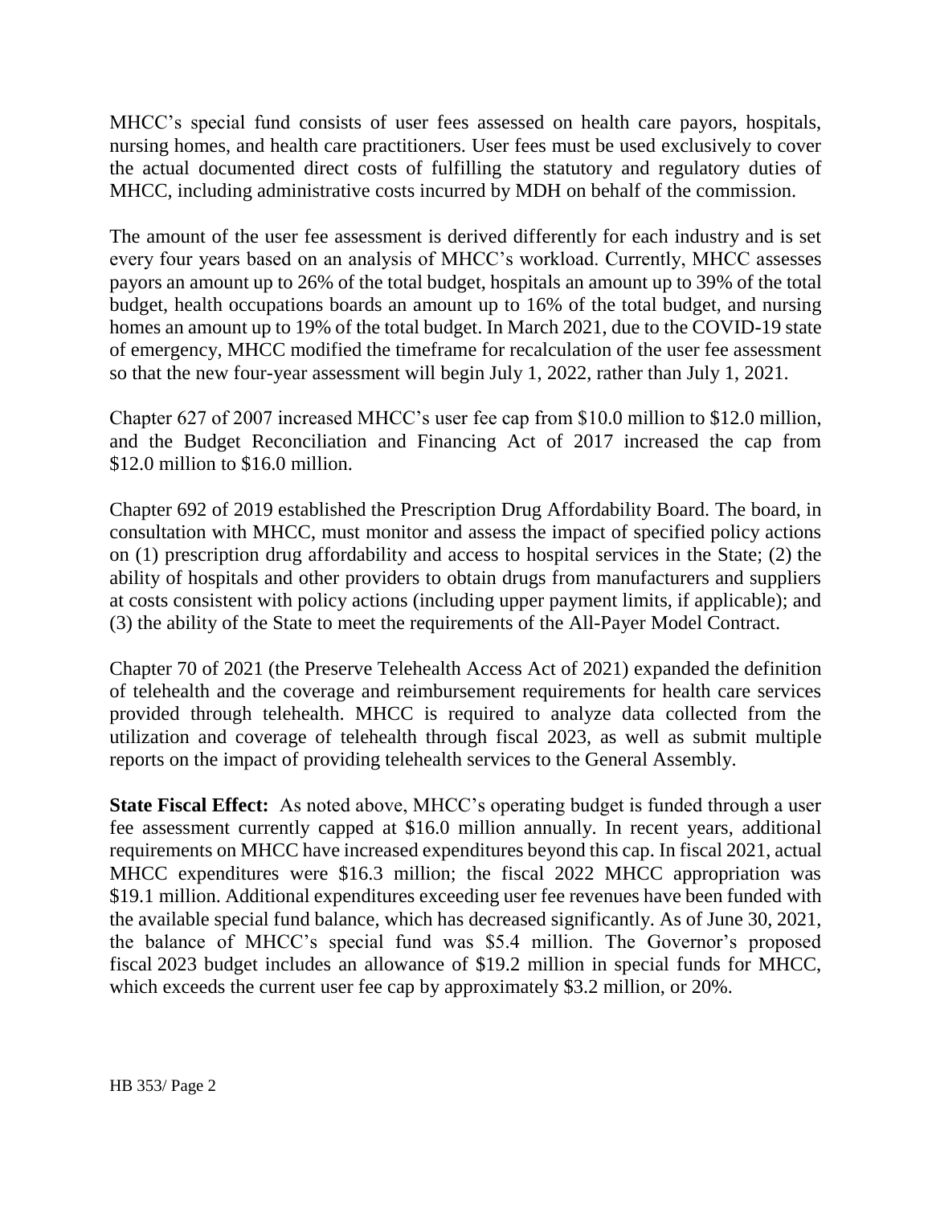MHCC's special fund consists of user fees assessed on health care payors, hospitals, nursing homes, and health care practitioners. User fees must be used exclusively to cover the actual documented direct costs of fulfilling the statutory and regulatory duties of MHCC, including administrative costs incurred by MDH on behalf of the commission.

The amount of the user fee assessment is derived differently for each industry and is set every four years based on an analysis of MHCC's workload. Currently, MHCC assesses payors an amount up to 26% of the total budget, hospitals an amount up to 39% of the total budget, health occupations boards an amount up to 16% of the total budget, and nursing homes an amount up to 19% of the total budget. In March 2021, due to the COVID-19 state of emergency, MHCC modified the timeframe for recalculation of the user fee assessment so that the new four-year assessment will begin July 1, 2022, rather than July 1, 2021.

Chapter 627 of 2007 increased MHCC's user fee cap from $10.0 million to $12.0 million, and the Budget Reconciliation and Financing Act of 2017 increased the cap from $12.0 million to $16.0 million.

Chapter 692 of 2019 established the Prescription Drug Affordability Board. The board, in consultation with MHCC, must monitor and assess the impact of specified policy actions on (1) prescription drug affordability and access to hospital services in the State; (2) the ability of hospitals and other providers to obtain drugs from manufacturers and suppliers at costs consistent with policy actions (including upper payment limits, if applicable); and (3) the ability of the State to meet the requirements of the All-Payer Model Contract.

Chapter 70 of 2021 (the Preserve Telehealth Access Act of 2021) expanded the definition of telehealth and the coverage and reimbursement requirements for health care services provided through telehealth. MHCC is required to analyze data collected from the utilization and coverage of telehealth through fiscal 2023, as well as submit multiple reports on the impact of providing telehealth services to the General Assembly.

**State Fiscal Effect:** As noted above, MHCC's operating budget is funded through a user fee assessment currently capped at $16.0 million annually. In recent years, additional requirements on MHCC have increased expenditures beyond this cap. In fiscal 2021, actual MHCC expenditures were $16.3 million; the fiscal 2022 MHCC appropriation was $19.1 million. Additional expenditures exceeding user fee revenues have been funded with the available special fund balance, which has decreased significantly. As of June 30, 2021, the balance of MHCC's special fund was $5.4 million. The Governor's proposed fiscal 2023 budget includes an allowance of $19.2 million in special funds for MHCC, which exceeds the current user fee cap by approximately $3.2 million, or 20%.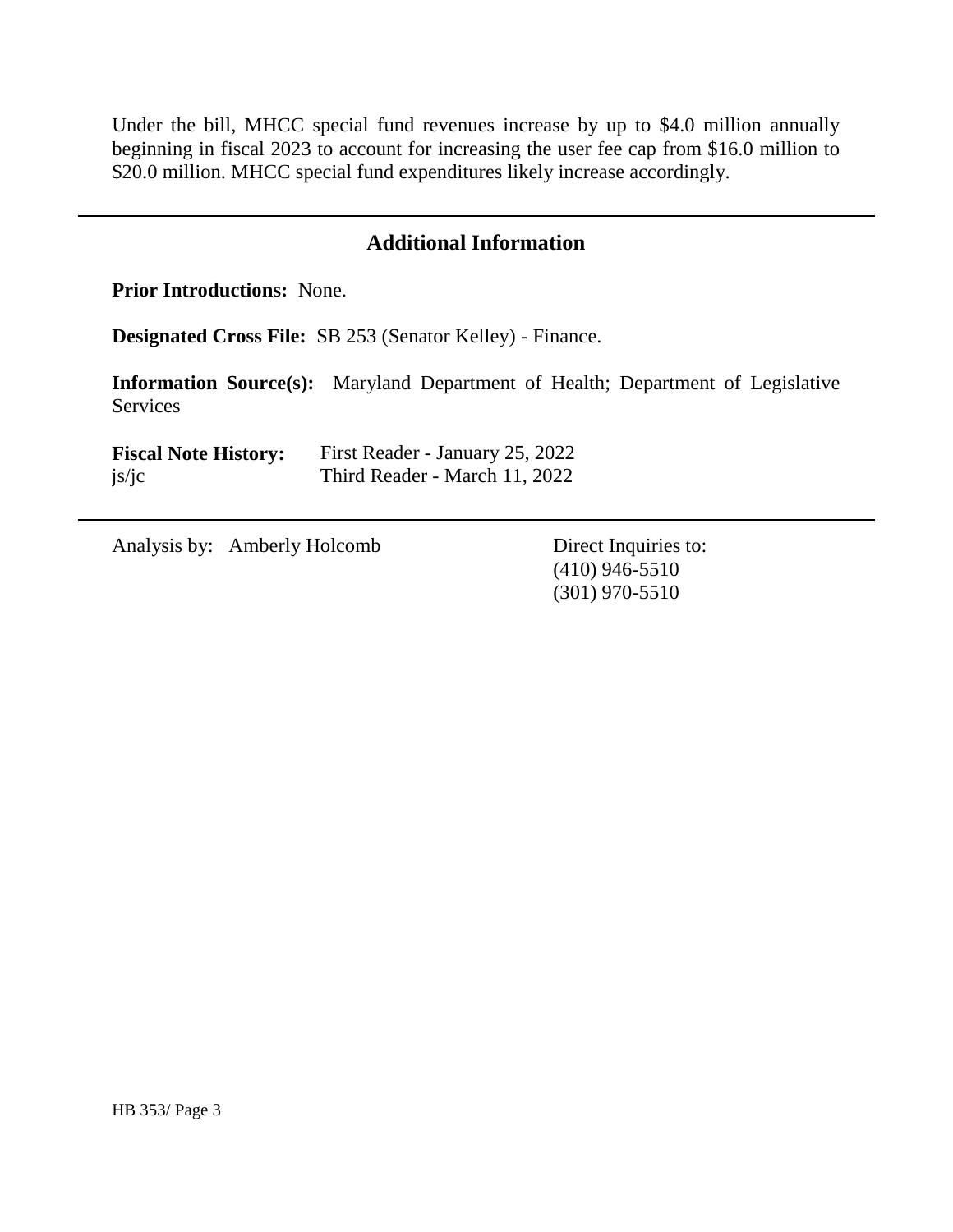Under the bill, MHCC special fund revenues increase by up to $4.0 million annually beginning in fiscal 2023 to account for increasing the user fee cap from $16.0 million to $20.0 million. MHCC special fund expenditures likely increase accordingly.

## Additional Information

**Prior Introductions:** None.

**Designated Cross File:** SB 253 (Senator Kelley) - Finance.

**Information Source(s):** Maryland Department of Health; Department of Legislative Services

**Fiscal Note History:** First Reader - January 25, 2022
js/jc Third Reader - March 11, 2022

Analysis by: Amberly Holcomb

Direct Inquiries to:
(410) 946-5510
(301) 970-5510